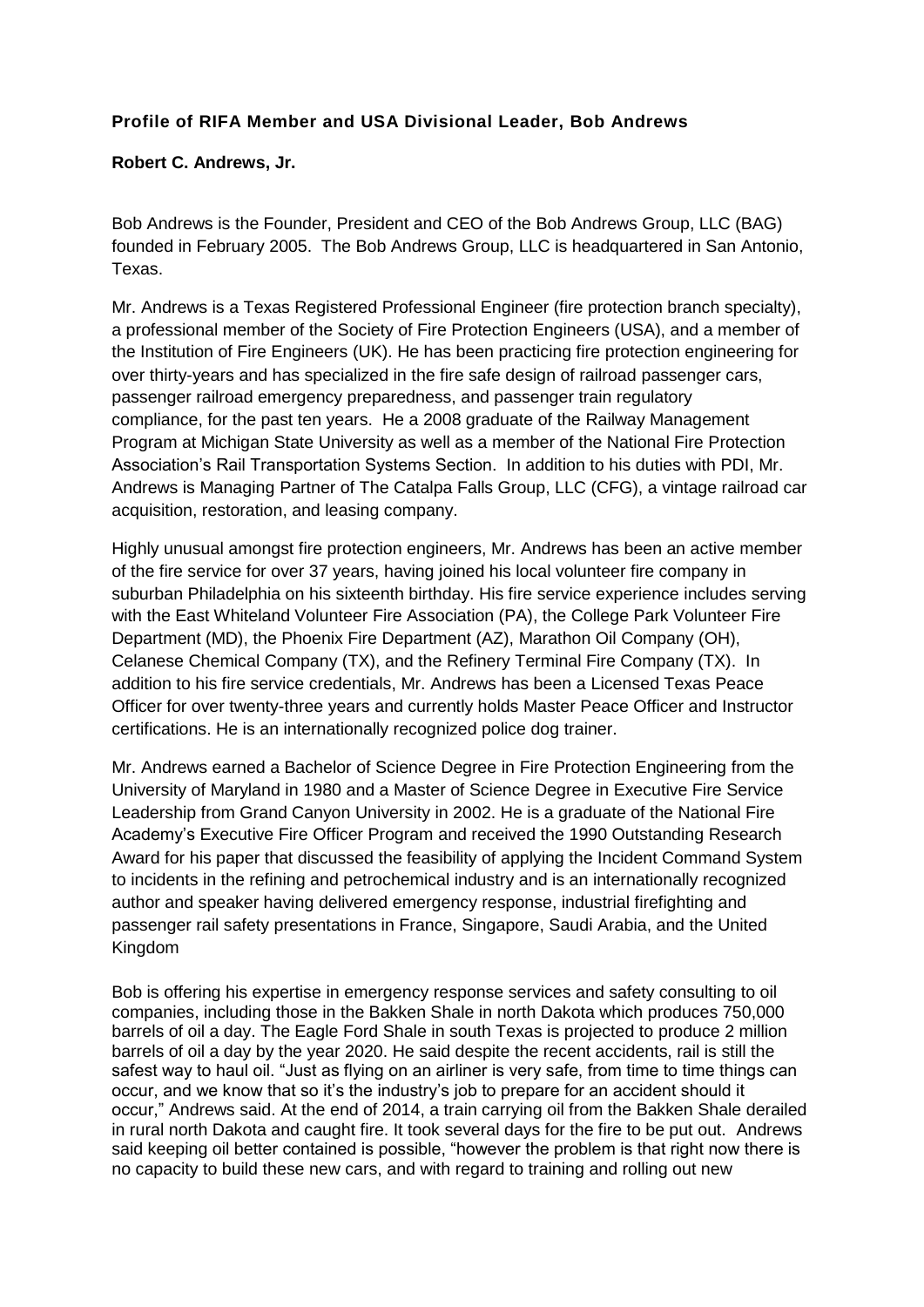**Profile of RIFA Member and USA Divisional Leader, Bob Andrews**

**Robert C. Andrews, Jr.**

Bob Andrews is the Founder, President and CEO of the Bob Andrews Group, LLC (BAG) founded in February 2005. The Bob Andrews Group, LLC is headquartered in San Antonio, Texas.

Mr. Andrews is a Texas Registered Professional Engineer (fire protection branch specialty), a professional member of the Society of Fire Protection Engineers (USA), and a member of the Institution of Fire Engineers (UK). He has been practicing fire protection engineering for over thirty-years and has specialized in the fire safe design of railroad passenger cars, passenger railroad emergency preparedness, and passenger train regulatory compliance, for the past ten years. He a 2008 graduate of the Railway Management Program at Michigan State University as well as a member of the National Fire Protection Association's Rail Transportation Systems Section. In addition to his duties with PDI, Mr. Andrews is Managing Partner of The Catalpa Falls Group, LLC (CFG), a vintage railroad car acquisition, restoration, and leasing company.

Highly unusual amongst fire protection engineers, Mr. Andrews has been an active member of the fire service for over 37 years, having joined his local volunteer fire company in suburban Philadelphia on his sixteenth birthday. His fire service experience includes serving with the East Whiteland Volunteer Fire Association (PA), the College Park Volunteer Fire Department (MD), the Phoenix Fire Department (AZ), Marathon Oil Company (OH), Celanese Chemical Company (TX), and the Refinery Terminal Fire Company (TX). In addition to his fire service credentials, Mr. Andrews has been a Licensed Texas Peace Officer for over twenty-three years and currently holds Master Peace Officer and Instructor certifications. He is an internationally recognized police dog trainer.

Mr. Andrews earned a Bachelor of Science Degree in Fire Protection Engineering from the University of Maryland in 1980 and a Master of Science Degree in Executive Fire Service Leadership from Grand Canyon University in 2002. He is a graduate of the National Fire Academy's Executive Fire Officer Program and received the 1990 Outstanding Research Award for his paper that discussed the feasibility of applying the Incident Command System to incidents in the refining and petrochemical industry and is an internationally recognized author and speaker having delivered emergency response, industrial firefighting and passenger rail safety presentations in France, Singapore, Saudi Arabia, and the United Kingdom

Bob is offering his expertise in emergency response services and safety consulting to oil companies, including those in the Bakken Shale in north Dakota which produces 750,000 barrels of oil a day. The Eagle Ford Shale in south Texas is projected to produce 2 million barrels of oil a day by the year 2020. He said despite the recent accidents, rail is still the safest way to haul oil. "Just as flying on an airliner is very safe, from time to time things can occur, and we know that so it's the industry's job to prepare for an accident should it occur," Andrews said. At the end of 2014, a train carrying oil from the Bakken Shale derailed in rural north Dakota and caught fire. It took several days for the fire to be put out. Andrews said keeping oil better contained is possible, "however the problem is that right now there is no capacity to build these new cars, and with regard to training and rolling out new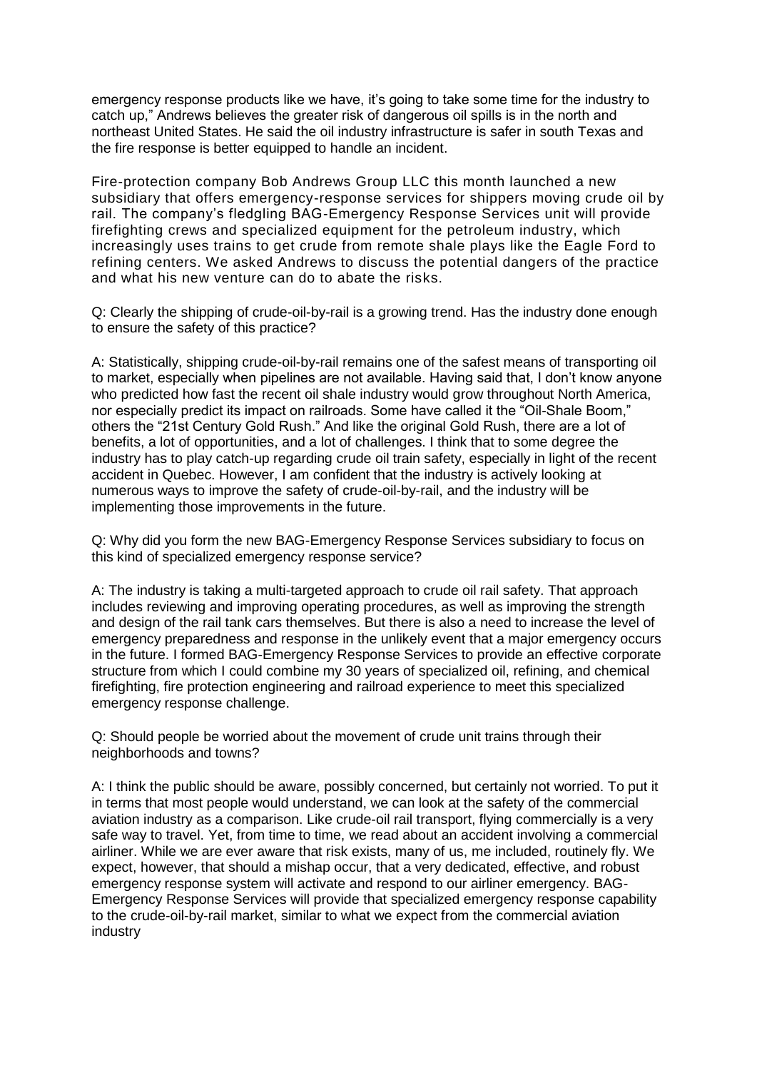emergency response products like we have, it's going to take some time for the industry to catch up," Andrews believes the greater risk of dangerous oil spills is in the north and northeast United States. He said the oil industry infrastructure is safer in south Texas and the fire response is better equipped to handle an incident.

Fire-protection company Bob Andrews Group LLC this month launched a new subsidiary that offers emergency-response services for shippers moving crude oil by rail. The company's fledgling BAG-Emergency Response Services unit will provide firefighting crews and specialized equipment for the petroleum industry, which increasingly uses trains to get crude from remote shale plays like the Eagle Ford to refining centers. We asked Andrews to discuss the potential dangers of the practice and what his new venture can do to abate the risks.

Q: Clearly the shipping of crude-oil-by-rail is a growing trend. Has the industry done enough to ensure the safety of this practice?

A: Statistically, shipping crude-oil-by-rail remains one of the safest means of transporting oil to market, especially when pipelines are not available. Having said that, I don't know anyone who predicted how fast the recent oil shale industry would grow throughout North America, nor especially predict its impact on railroads. Some have called it the "Oil-Shale Boom," others the "21st Century Gold Rush." And like the original Gold Rush, there are a lot of benefits, a lot of opportunities, and a lot of challenges. I think that to some degree the industry has to play catch-up regarding crude oil train safety, especially in light of the recent accident in Quebec. However, I am confident that the industry is actively looking at numerous ways to improve the safety of crude-oil-by-rail, and the industry will be implementing those improvements in the future.

Q: Why did you form the new BAG-Emergency Response Services subsidiary to focus on this kind of specialized emergency response service?

A: The industry is taking a multi-targeted approach to crude oil rail safety. That approach includes reviewing and improving operating procedures, as well as improving the strength and design of the rail tank cars themselves. But there is also a need to increase the level of emergency preparedness and response in the unlikely event that a major emergency occurs in the future. I formed BAG-Emergency Response Services to provide an effective corporate structure from which I could combine my 30 years of specialized oil, refining, and chemical firefighting, fire protection engineering and railroad experience to meet this specialized emergency response challenge.

Q: Should people be worried about the movement of crude unit trains through their neighborhoods and towns?

A: I think the public should be aware, possibly concerned, but certainly not worried. To put it in terms that most people would understand, we can look at the safety of the commercial aviation industry as a comparison. Like crude-oil rail transport, flying commercially is a very safe way to travel. Yet, from time to time, we read about an accident involving a commercial airliner. While we are ever aware that risk exists, many of us, me included, routinely fly. We expect, however, that should a mishap occur, that a very dedicated, effective, and robust emergency response system will activate and respond to our airliner emergency. BAG-Emergency Response Services will provide that specialized emergency response capability to the crude-oil-by-rail market, similar to what we expect from the commercial aviation industry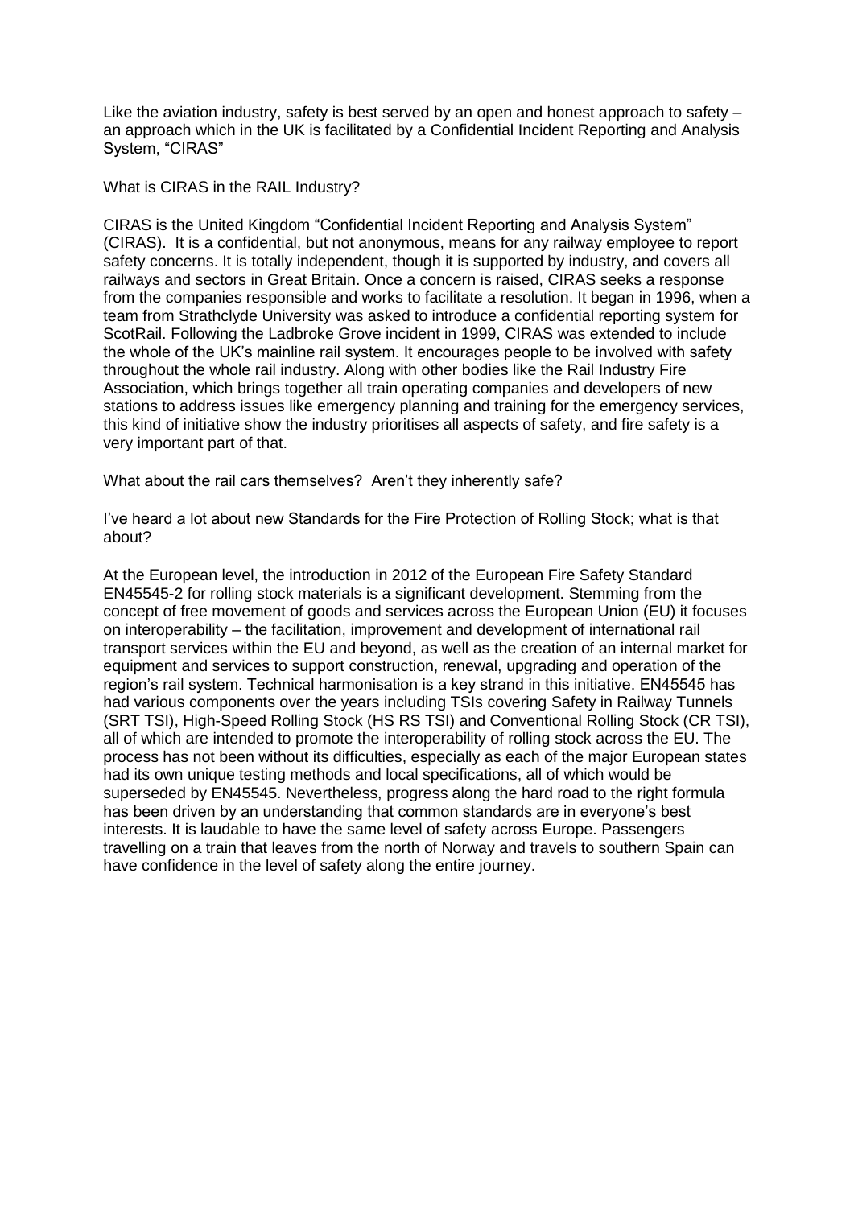Like the aviation industry, safety is best served by an open and honest approach to safety – an approach which in the UK is facilitated by a Confidential Incident Reporting and Analysis System, "CIRAS"

What is CIRAS in the RAIL Industry?

CIRAS is the United Kingdom "Confidential Incident Reporting and Analysis System" (CIRAS). It is a confidential, but not anonymous, means for any railway employee to report safety concerns. It is totally independent, though it is supported by industry, and covers all railways and sectors in Great Britain. Once a concern is raised, CIRAS seeks a response from the companies responsible and works to facilitate a resolution. It began in 1996, when a team from Strathclyde University was asked to introduce a confidential reporting system for ScotRail. Following the Ladbroke Grove incident in 1999, CIRAS was extended to include the whole of the UK's mainline rail system. It encourages people to be involved with safety throughout the whole rail industry. Along with other bodies like the Rail Industry Fire Association, which brings together all train operating companies and developers of new stations to address issues like emergency planning and training for the emergency services, this kind of initiative show the industry prioritises all aspects of safety, and fire safety is a very important part of that.

What about the rail cars themselves? Aren't they inherently safe?

I've heard a lot about new Standards for the Fire Protection of Rolling Stock; what is that about?

At the European level, the introduction in 2012 of the European Fire Safety Standard EN45545-2 for rolling stock materials is a significant development. Stemming from the concept of free movement of goods and services across the European Union (EU) it focuses on interoperability – the facilitation, improvement and development of international rail transport services within the EU and beyond, as well as the creation of an internal market for equipment and services to support construction, renewal, upgrading and operation of the region's rail system. Technical harmonisation is a key strand in this initiative. EN45545 has had various components over the years including TSIs covering Safety in Railway Tunnels (SRT TSI), High-Speed Rolling Stock (HS RS TSI) and Conventional Rolling Stock (CR TSI), all of which are intended to promote the interoperability of rolling stock across the EU. The process has not been without its difficulties, especially as each of the major European states had its own unique testing methods and local specifications, all of which would be superseded by EN45545. Nevertheless, progress along the hard road to the right formula has been driven by an understanding that common standards are in everyone's best interests. It is laudable to have the same level of safety across Europe. Passengers travelling on a train that leaves from the north of Norway and travels to southern Spain can have confidence in the level of safety along the entire journey.